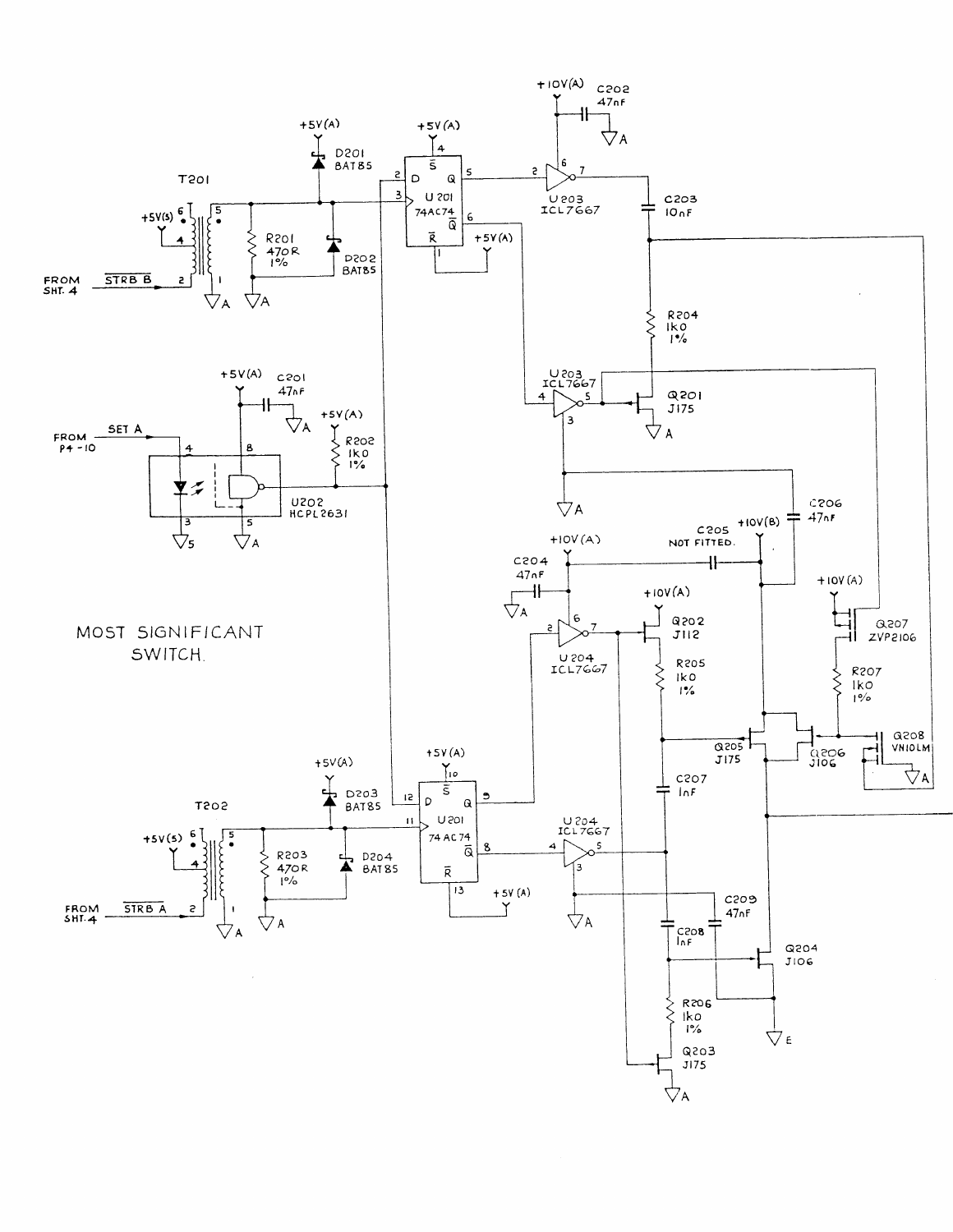MOST SIGNIFICANT SWITCH.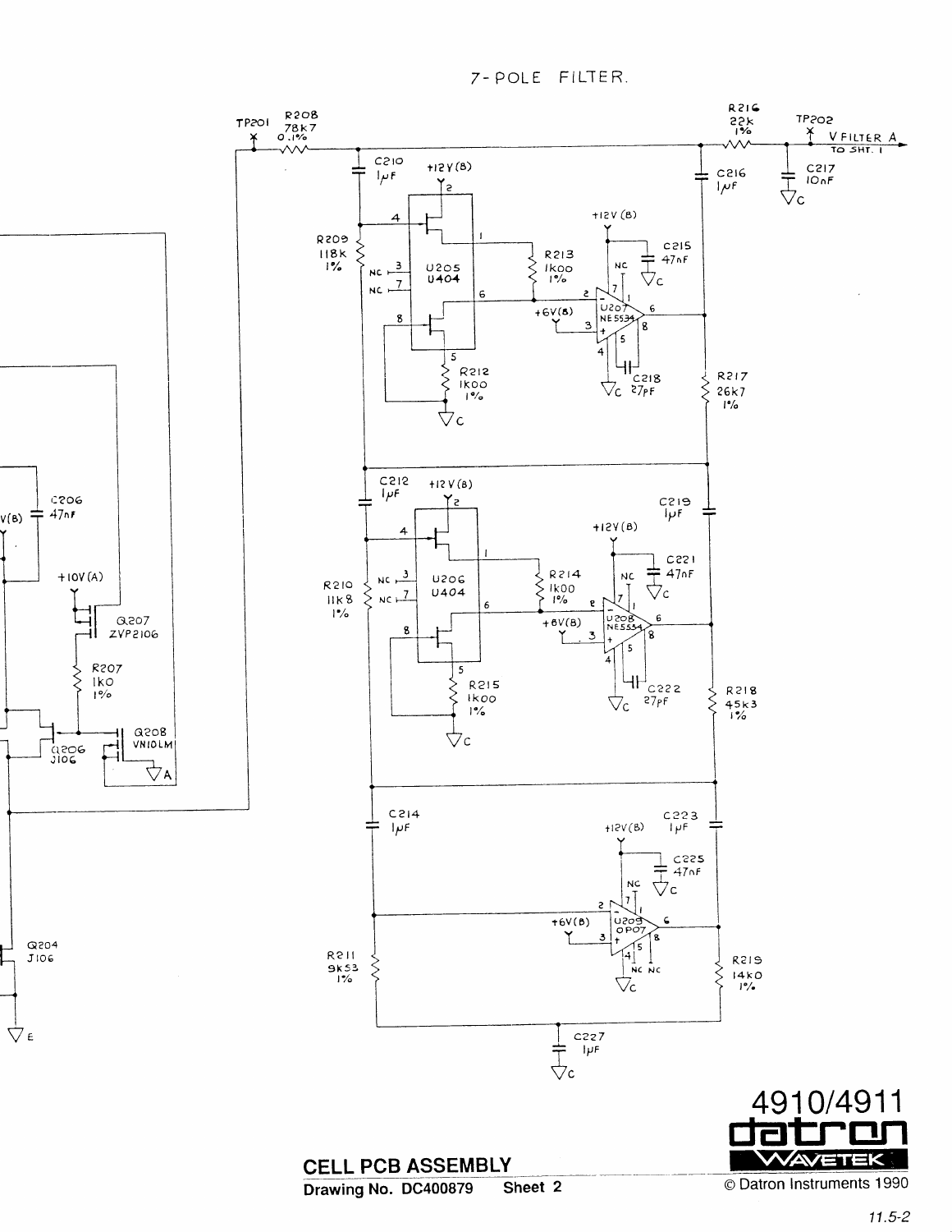7-POLE FILTER.

TP201
R208
78k7
0.1%

C210
1μF

R209
118k
1%

+12V(B)

U205
U404

NC
NC

R213
1k00
1%

R212
1k00
1%

+6V(B)

+12V(B)

C215
47nF

NC

U207
NE5534

C218
27pF

R216
22k
1%

TP202
V FILTER A
TO SHT. 1

C216
1μF

C217
10nF

R217
26k7
1%

C212
1μF

+12V(B)

R210
11k8
1%

U206
U404

NC
NC

R214
1k00
1%

R215
1k00
1%

+6V(B)

+12V(B)

C221
47nF

NC

U208
NE5534

C222
27pF

C219
1μF

R218
45k3
1%

C206
47nF

+10V(A)

Q207
ZVP2106

R207
1k0
1%

Q206
J106

Q208
VN10LM

C214
1μF

C223
1μF

+12V(B)

C225
47nF

NC

+6V(B)

U209
OP07

NC NC

R211
9k53
1%

R219
14k0
1%

C227
1μF

Q204
J106

CELL PCB ASSEMBLY

Drawing No. DC400879 Sheet 2

4910/4911

datron

WAVETEK

© Datron Instruments 1990